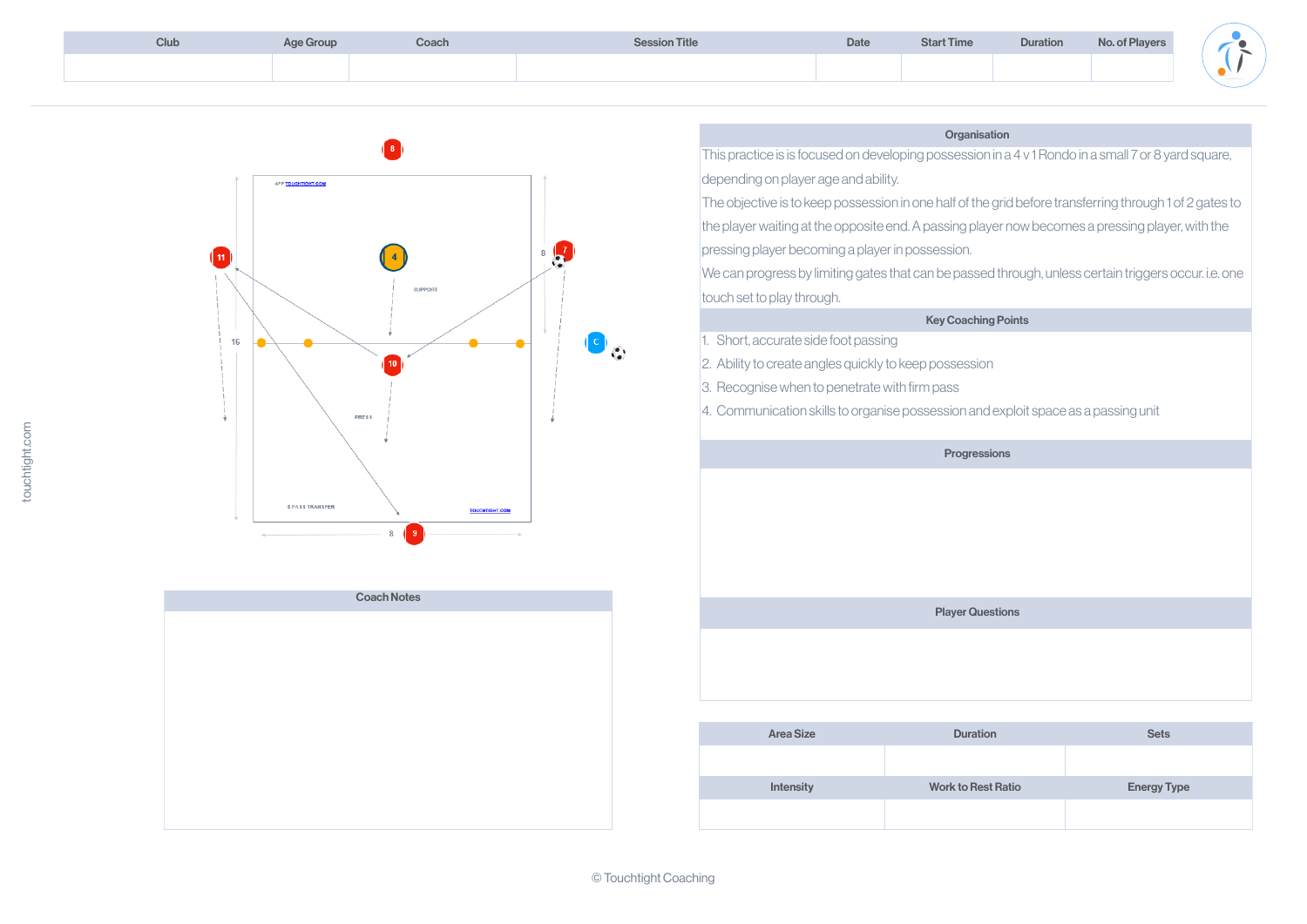| Club | Age Group | Coach | Session Title | Date | Start Time | Duration | No. of Players |
|---|---|---|---|---|---|---|---|
| | | | | | | | |

## Organisation

This practice is is focused on developing possession in a 4 v 1 Rondo in a small 7 or 8 yard square, depending on player age and ability.

The objective is to keep possession in one half of the grid before transferring through 1 of 2 gates to the player waiting at the opposite end. A passing player now becomes a pressing player, with the pressing player becoming a player in possession.

We can progress by limiting gates that can be passed through, unless certain triggers occur. i.e. one touch set to play through.

## Key Coaching Points

1. Short, accurate side foot passing
2. Ability to create angles quickly to keep possession
3. Recognise when to penetrate with firm pass
4. Communication skills to organise possession and exploit space as a passing unit

## Progressions

## Player Questions

## Coach Notes

| Area Size | Duration | Sets |
|---|---|---|
| | | |
| **Intensity** | **Work to Rest Ratio** | **Energy Type** |
| | | |

© Touchtight Coaching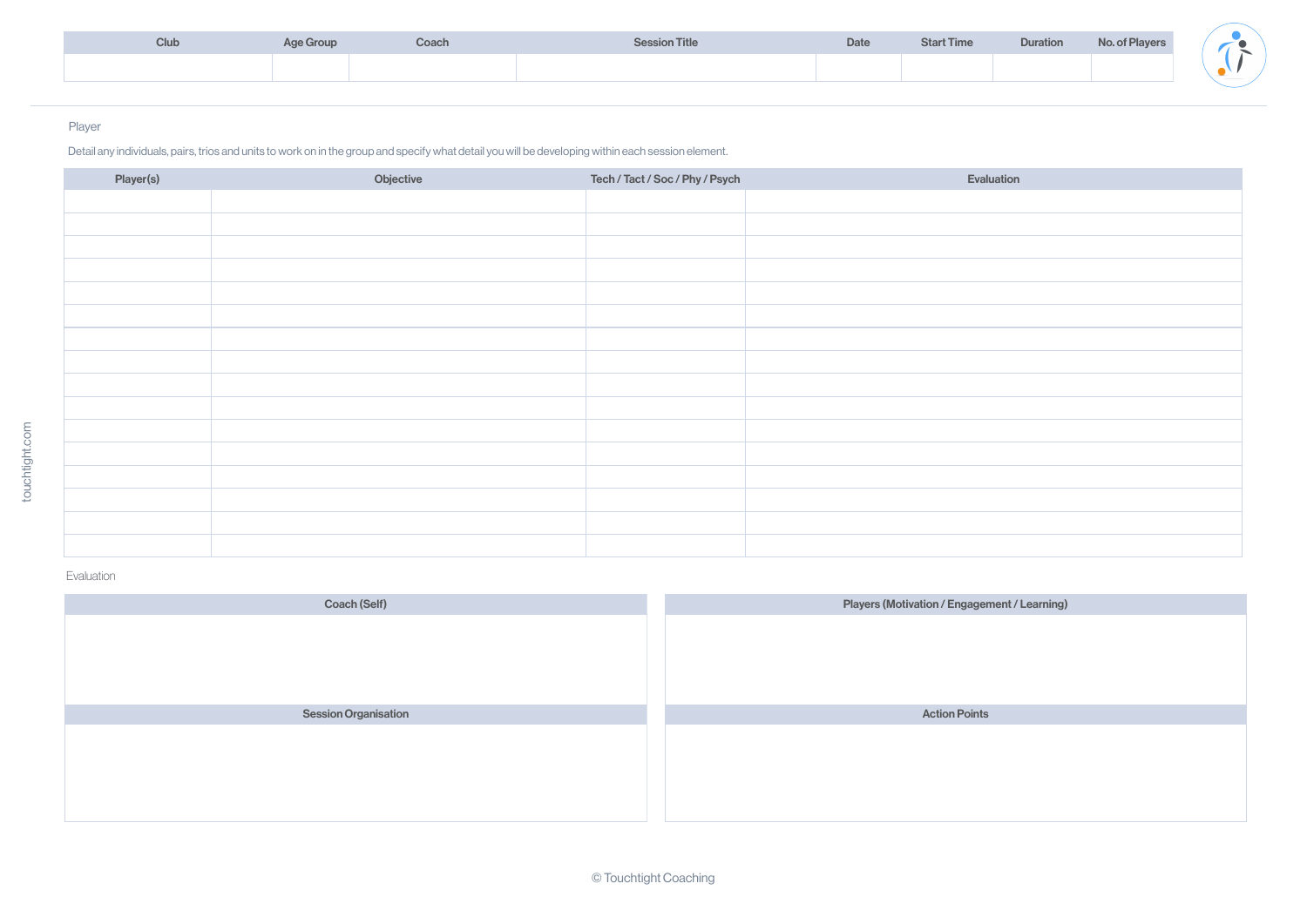| Club | Age Group | Coach | Session Title | Date | Start Time | Duration | No. of Players |
|---|---|---|---|---|---|---|---|
| | | | | | | | |

## Player

Detail any individuals, pairs, trios and units to work on in the group and specify what detail you will be developing within each session element.

| Player(s) | Objective | Tech / Tact / Soc / Phy / Psych | Evaluation |
|---|---|---|---|
| | | | |
| | | | |
| | | | |
| | | | |
| | | | |
| | | | |
| | | | |
| | | | |
| | | | |
| | | | |
| | | | |
| | | | |
| | | | |
| | | | |
| | | | |
| | | | |

## Evaluation

| Coach (Self) | Players (Motivation / Engagement / Learning) |
|---|---|
| | |

| Session Organisation | Action Points |
|---|---|
| | |

© Touchtight Coaching